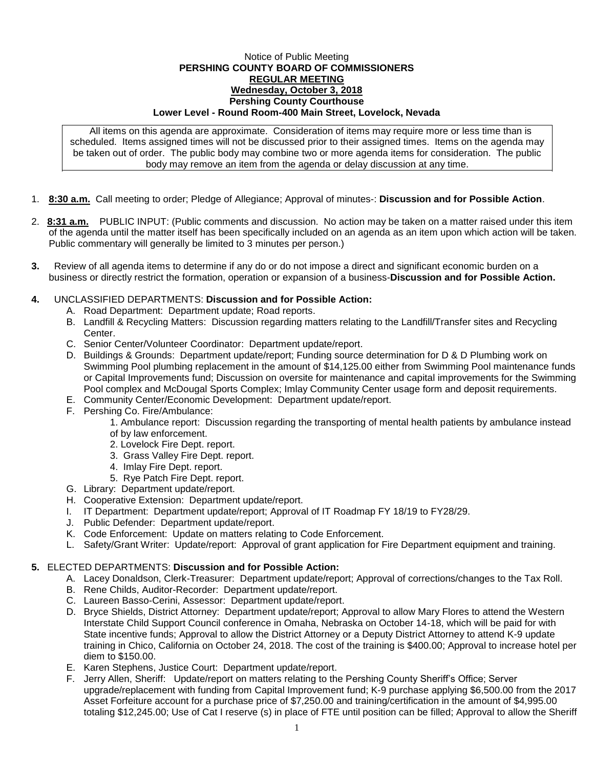Notice of Public Meeting

**PERSHING COUNTY BOARD OF COMMISSIONERS**

**REGULAR MEETING**

**Wednesday, October 3, 2018**

**Pershing County Courthouse**

**Lower Level - Round Room-400 Main Street, Lovelock, Nevada**

All items on this agenda are approximate. Consideration of items may require more or less time than is scheduled. Items assigned times will not be discussed prior to their assigned times. Items on the agenda may be taken out of order. The public body may combine two or more agenda items for consideration. The public body may remove an item from the agenda or delay discussion at any time.

1. **8:30 a.m.** Call meeting to order; Pledge of Allegiance; Approval of minutes-: **Discussion and for Possible Action**.

2. **8:31 a.m.** PUBLIC INPUT: (Public comments and discussion. No action may be taken on a matter raised under this item of the agenda until the matter itself has been specifically included on an agenda as an item upon which action will be taken. Public commentary will generally be limited to 3 minutes per person.)

3. Review of all agenda items to determine if any do or do not impose a direct and significant economic burden on a business or directly restrict the formation, operation or expansion of a business-**Discussion and for Possible Action.**

4. UNCLASSIFIED DEPARTMENTS: **Discussion and for Possible Action:**
   - A. Road Department: Department update; Road reports.
   - B. Landfill & Recycling Matters: Discussion regarding matters relating to the Landfill/Transfer sites and Recycling Center.
   - C. Senior Center/Volunteer Coordinator: Department update/report.
   - D. Buildings & Grounds: Department update/report; Funding source determination for D & D Plumbing work on Swimming Pool plumbing replacement in the amount of $14,125.00 either from Swimming Pool maintenance funds or Capital Improvements fund; Discussion on oversite for maintenance and capital improvements for the Swimming Pool complex and McDougal Sports Complex; Imlay Community Center usage form and deposit requirements.
   - E. Community Center/Economic Development: Department update/report.
   - F. Pershing Co. Fire/Ambulance:
     1. Ambulance report: Discussion regarding the transporting of mental health patients by ambulance instead of by law enforcement.
     2. Lovelock Fire Dept. report.
     3. Grass Valley Fire Dept. report.
     4. Imlay Fire Dept. report.
     5. Rye Patch Fire Dept. report.
   - G. Library: Department update/report.
   - H. Cooperative Extension: Department update/report.
   - I. IT Department: Department update/report; Approval of IT Roadmap FY 18/19 to FY28/29.
   - J. Public Defender: Department update/report.
   - K. Code Enforcement: Update on matters relating to Code Enforcement.
   - L. Safety/Grant Writer: Update/report: Approval of grant application for Fire Department equipment and training.

5. ELECTED DEPARTMENTS: **Discussion and for Possible Action:**
   - A. Lacey Donaldson, Clerk-Treasurer: Department update/report; Approval of corrections/changes to the Tax Roll.
   - B. Rene Childs, Auditor-Recorder: Department update/report.
   - C. Laureen Basso-Cerini, Assessor: Department update/report.
   - D. Bryce Shields, District Attorney: Department update/report; Approval to allow Mary Flores to attend the Western Interstate Child Support Council conference in Omaha, Nebraska on October 14-18, which will be paid for with State incentive funds; Approval to allow the District Attorney or a Deputy District Attorney to attend K-9 update training in Chico, California on October 24, 2018. The cost of the training is $400.00; Approval to increase hotel per diem to $150.00.
   - E. Karen Stephens, Justice Court: Department update/report.
   - F. Jerry Allen, Sheriff: Update/report on matters relating to the Pershing County Sheriff's Office; Server upgrade/replacement with funding from Capital Improvement fund; K-9 purchase applying $6,500.00 from the 2017 Asset Forfeiture account for a purchase price of $7,250.00 and training/certification in the amount of $4,995.00 totaling $12,245.00; Use of Cat I reserve (s) in place of FTE until position can be filled; Approval to allow the Sheriff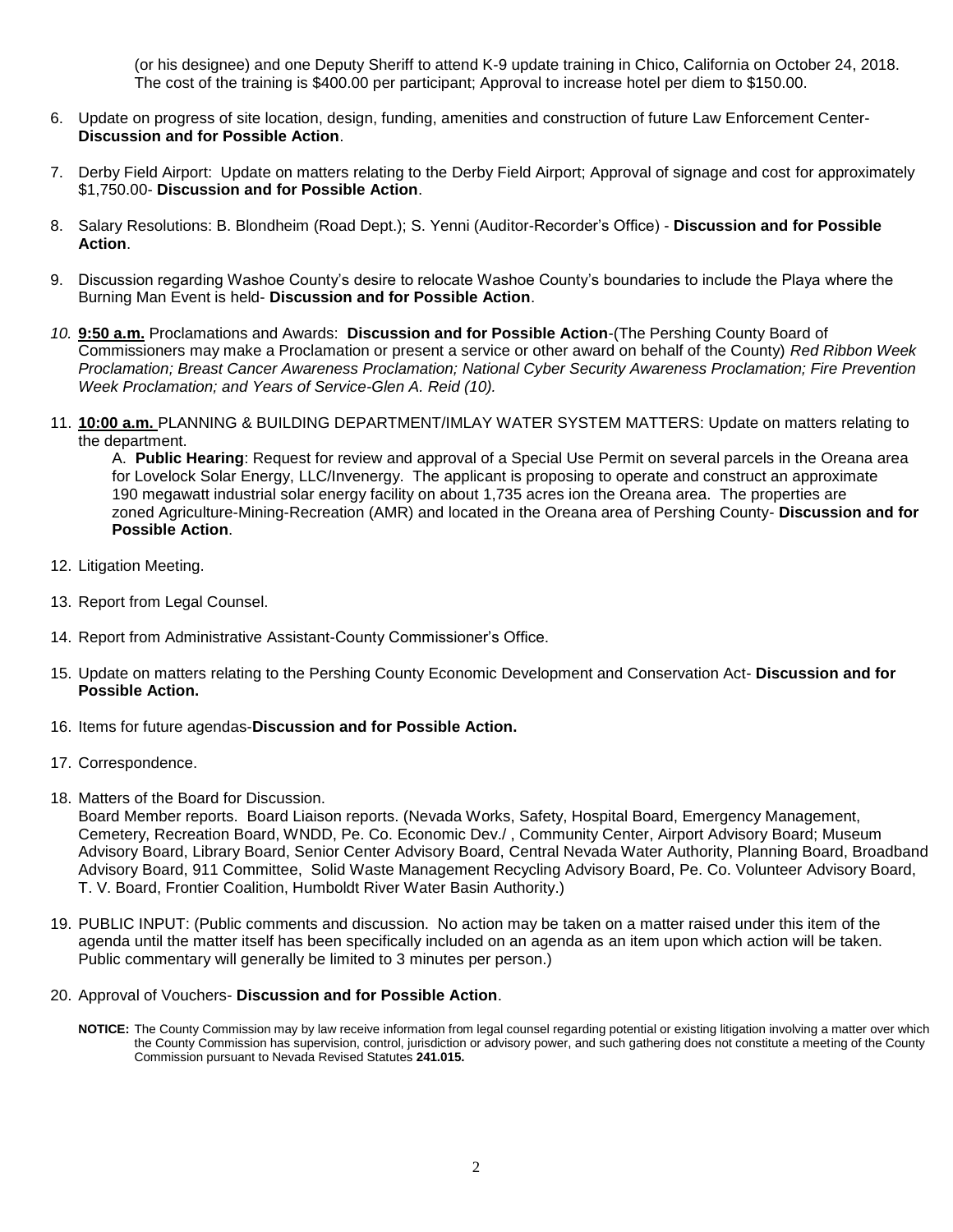(or his designee) and one Deputy Sheriff to attend K-9 update training in Chico, California on October 24, 2018. The cost of the training is $400.00 per participant; Approval to increase hotel per diem to $150.00.

6. Update on progress of site location, design, funding, amenities and construction of future Law Enforcement Center- **Discussion and for Possible Action**.

7. Derby Field Airport: Update on matters relating to the Derby Field Airport; Approval of signage and cost for approximately $1,750.00- **Discussion and for Possible Action**.

8. Salary Resolutions: B. Blondheim (Road Dept.); S. Yenni (Auditor-Recorder's Office) - **Discussion and for Possible Action**.

9. Discussion regarding Washoe County's desire to relocate Washoe County's boundaries to include the Playa where the Burning Man Event is held- **Discussion and for Possible Action**.

10. **9:50 a.m.** Proclamations and Awards: **Discussion and for Possible Action**-(The Pershing County Board of Commissioners may make a Proclamation or present a service or other award on behalf of the County) *Red Ribbon Week Proclamation; Breast Cancer Awareness Proclamation; National Cyber Security Awareness Proclamation; Fire Prevention Week Proclamation; and Years of Service-Glen A. Reid (10).*

11. **10:00 a.m.** PLANNING & BUILDING DEPARTMENT/IMLAY WATER SYSTEM MATTERS: Update on matters relating to the department.

    A. **Public Hearing**: Request for review and approval of a Special Use Permit on several parcels in the Oreana area for Lovelock Solar Energy, LLC/Invenergy. The applicant is proposing to operate and construct an approximate 190 megawatt industrial solar energy facility on about 1,735 acres ion the Oreana area. The properties are zoned Agriculture-Mining-Recreation (AMR) and located in the Oreana area of Pershing County- **Discussion and for Possible Action**.

12. Litigation Meeting.

13. Report from Legal Counsel.

14. Report from Administrative Assistant-County Commissioner's Office.

15. Update on matters relating to the Pershing County Economic Development and Conservation Act- **Discussion and for Possible Action.**

16. Items for future agendas-**Discussion and for Possible Action.**

17. Correspondence.

18. Matters of the Board for Discussion.
    Board Member reports. Board Liaison reports. (Nevada Works, Safety, Hospital Board, Emergency Management, Cemetery, Recreation Board, WNDD, Pe. Co. Economic Dev./ , Community Center, Airport Advisory Board; Museum Advisory Board, Library Board, Senior Center Advisory Board, Central Nevada Water Authority, Planning Board, Broadband Advisory Board, 911 Committee, Solid Waste Management Recycling Advisory Board, Pe. Co. Volunteer Advisory Board, T. V. Board, Frontier Coalition, Humboldt River Water Basin Authority.)

19. PUBLIC INPUT: (Public comments and discussion. No action may be taken on a matter raised under this item of the agenda until the matter itself has been specifically included on an agenda as an item upon which action will be taken. Public commentary will generally be limited to 3 minutes per person.)

20. Approval of Vouchers- **Discussion and for Possible Action**.

**NOTICE:** The County Commission may by law receive information from legal counsel regarding potential or existing litigation involving a matter over which the County Commission has supervision, control, jurisdiction or advisory power, and such gathering does not constitute a meeting of the County Commission pursuant to Nevada Revised Statutes **241.015.**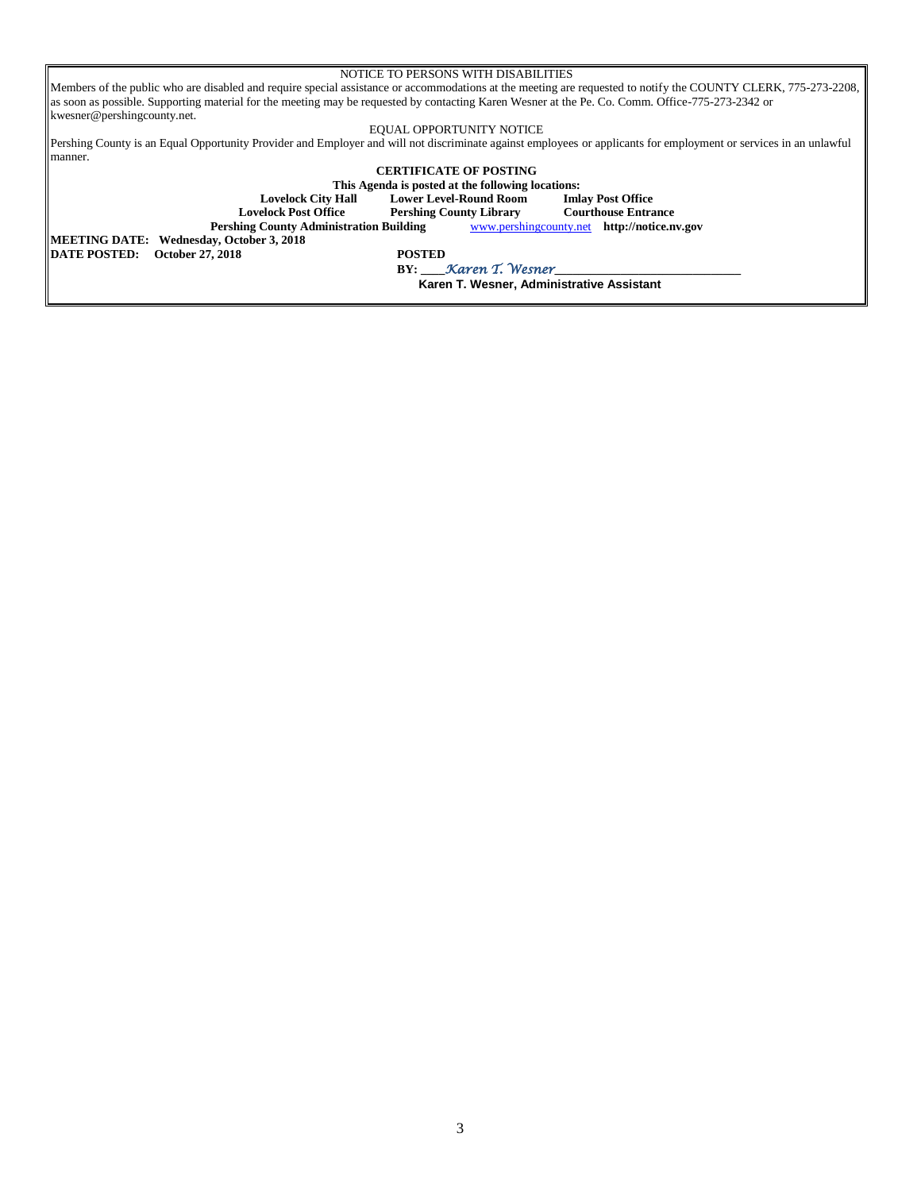NOTICE TO PERSONS WITH DISABILITIES

Members of the public who are disabled and require special assistance or accommodations at the meeting are requested to notify the COUNTY CLERK, 775-273-2208, as soon as possible. Supporting material for the meeting may be requested by contacting Karen Wesner at the Pe. Co. Comm. Office-775-273-2342 or kwesner@pershingcounty.net.

EQUAL OPPORTUNITY NOTICE

Pershing County is an Equal Opportunity Provider and Employer and will not discriminate against employees or applicants for employment or services in an unlawful manner.

**CERTIFICATE OF POSTING**

**This Agenda is posted at the following locations:**

| | | |
|---|---|---|
| **Lovelock City Hall** | **Lower Level-Round Room** | **Imlay Post Office** |
| **Lovelock Post Office** | **Pershing County Library** | **Courthouse Entrance** |
| **Pershing County Administration Building** | www.pershingcounty.net | **http://notice.nv.gov** |

**MEETING DATE: Wednesday, October 3, 2018**

**DATE POSTED: October 27, 2018**

**POSTED**

**BY:** ____*Karen T. Wesner*____________________________

**Karen T. Wesner, Administrative Assistant**